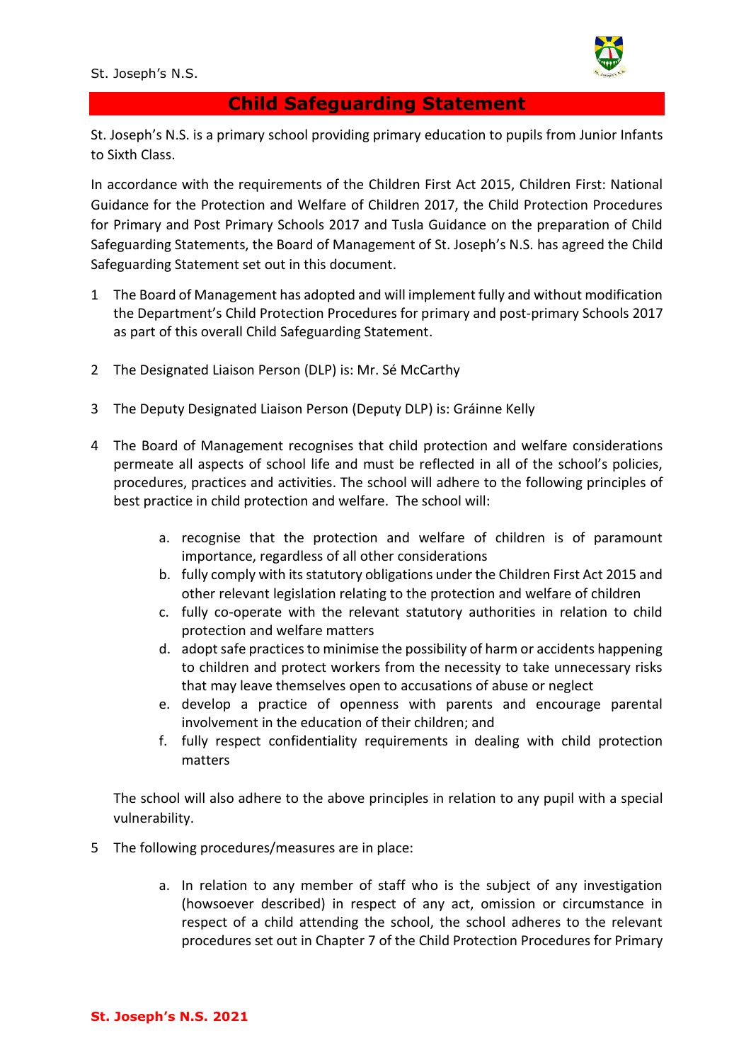# Child Safeguarding Statement

St. Joseph's N.S. is a primary school providing primary education to pupils from Junior Infants to Sixth Class.

In accordance with the requirements of the Children First Act 2015, Children First: National Guidance for the Protection and Welfare of Children 2017, the Child Protection Procedures for Primary and Post Primary Schools 2017 and Tusla Guidance on the preparation of Child Safeguarding Statements, the Board of Management of St. Joseph's N.S. has agreed the Child Safeguarding Statement set out in this document.

1. The Board of Management has adopted and will implement fully and without modification the Department's Child Protection Procedures for primary and post-primary Schools 2017 as part of this overall Child Safeguarding Statement.

2. The Designated Liaison Person (DLP) is: Mr. Sé McCarthy

3. The Deputy Designated Liaison Person (Deputy DLP) is: Gráinne Kelly

4. The Board of Management recognises that child protection and welfare considerations permeate all aspects of school life and must be reflected in all of the school's policies, procedures, practices and activities. The school will adhere to the following principles of best practice in child protection and welfare. The school will:

   a. recognise that the protection and welfare of children is of paramount importance, regardless of all other considerations
   b. fully comply with its statutory obligations under the Children First Act 2015 and other relevant legislation relating to the protection and welfare of children
   c. fully co-operate with the relevant statutory authorities in relation to child protection and welfare matters
   d. adopt safe practices to minimise the possibility of harm or accidents happening to children and protect workers from the necessity to take unnecessary risks that may leave themselves open to accusations of abuse or neglect
   e. develop a practice of openness with parents and encourage parental involvement in the education of their children; and
   f. fully respect confidentiality requirements in dealing with child protection matters

   The school will also adhere to the above principles in relation to any pupil with a special vulnerability.

5. The following procedures/measures are in place:

   a. In relation to any member of staff who is the subject of any investigation (howsoever described) in respect of any act, omission or circumstance in respect of a child attending the school, the school adheres to the relevant procedures set out in Chapter 7 of the Child Protection Procedures for Primary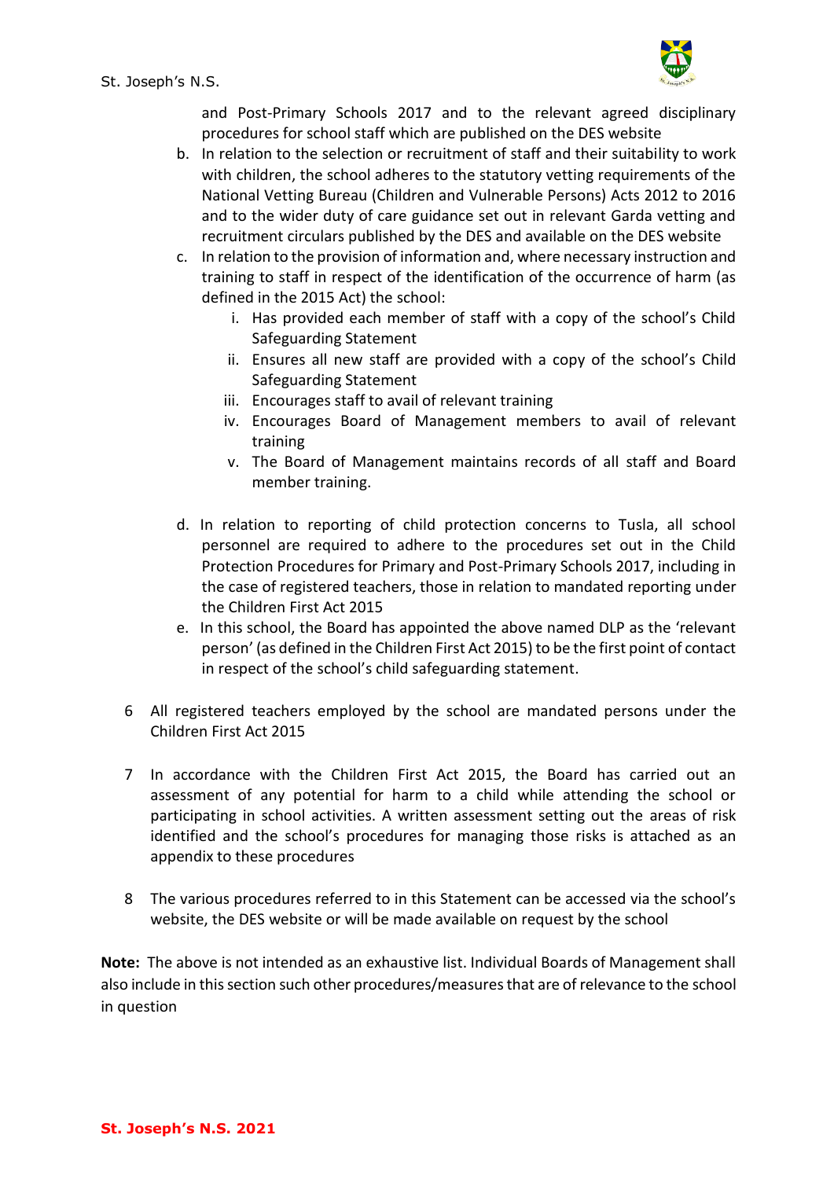and Post-Primary Schools 2017 and to the relevant agreed disciplinary procedures for school staff which are published on the DES website

b. In relation to the selection or recruitment of staff and their suitability to work with children, the school adheres to the statutory vetting requirements of the National Vetting Bureau (Children and Vulnerable Persons) Acts 2012 to 2016 and to the wider duty of care guidance set out in relevant Garda vetting and recruitment circulars published by the DES and available on the DES website

c. In relation to the provision of information and, where necessary instruction and training to staff in respect of the identification of the occurrence of harm (as defined in the 2015 Act) the school:
   i. Has provided each member of staff with a copy of the school's Child Safeguarding Statement
   ii. Ensures all new staff are provided with a copy of the school's Child Safeguarding Statement
   iii. Encourages staff to avail of relevant training
   iv. Encourages Board of Management members to avail of relevant training
   v. The Board of Management maintains records of all staff and Board member training.

d. In relation to reporting of child protection concerns to Tusla, all school personnel are required to adhere to the procedures set out in the Child Protection Procedures for Primary and Post-Primary Schools 2017, including in the case of registered teachers, those in relation to mandated reporting under the Children First Act 2015

e. In this school, the Board has appointed the above named DLP as the 'relevant person' (as defined in the Children First Act 2015) to be the first point of contact in respect of the school's child safeguarding statement.

6 All registered teachers employed by the school are mandated persons under the Children First Act 2015

7 In accordance with the Children First Act 2015, the Board has carried out an assessment of any potential for harm to a child while attending the school or participating in school activities. A written assessment setting out the areas of risk identified and the school's procedures for managing those risks is attached as an appendix to these procedures

8 The various procedures referred to in this Statement can be accessed via the school's website, the DES website or will be made available on request by the school

**Note:** The above is not intended as an exhaustive list. Individual Boards of Management shall also include in this section such other procedures/measures that are of relevance to the school in question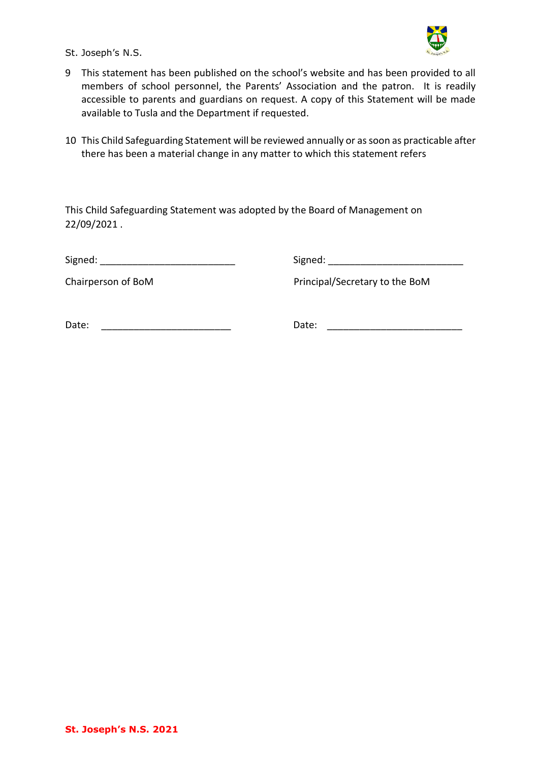9. This statement has been published on the school's website and has been provided to all members of school personnel, the Parents' Association and the patron. It is readily accessible to parents and guardians on request. A copy of this Statement will be made available to Tusla and the Department if requested.

10. This Child Safeguarding Statement will be reviewed annually or as soon as practicable after there has been a material change in any matter to which this statement refers

This Child Safeguarding Statement was adopted by the Board of Management on 22/09/2021 .

Signed: _________________________

Chairperson of BoM

Date: _________________________

Signed: _________________________

Principal/Secretary to the BoM

Date: _________________________